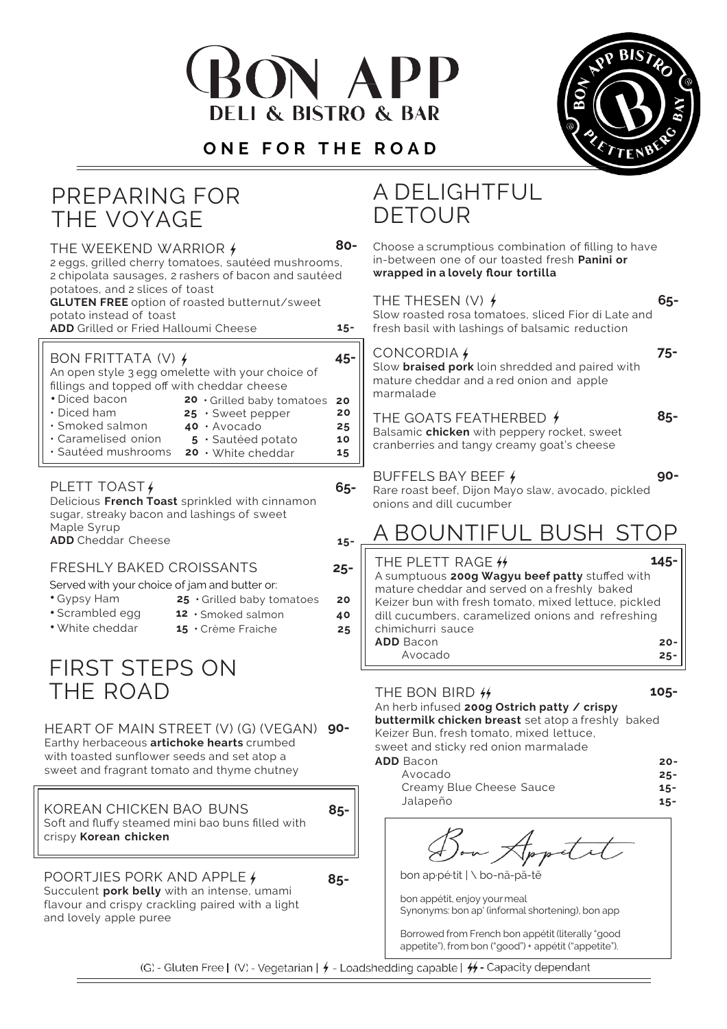# BON APP

DELI & BISTRO & BAR

**ONE FOR THE ROAD**

## PREPARING FOR THE VOYAGE

### THE WEEKEND WARRIOR ϟ — 80-

2 eggs, grilled cherry tomatoes, sautéed mushrooms, 2 chipolata sausages, 2 rashers of bacon and sautéed potatoes, and 2 slices of toast

**GLUTEN FREE** option of roasted butternut/sweet potato instead of toast

**ADD** Grilled or Fried Halloumi Cheese — 15-

### BON FRITTATA (V) ϟ — 45-

An open style 3 egg omelette with your choice of fillings and topped off with cheddar cheese

| Filling | Price | Filling | Price |
|---|---|---|---|
| Diced bacon | 20 | Grilled baby tomatoes | 20 |
| Diced ham | 25 | Sweet pepper | 20 |
| Smoked salmon | 40 | Avocado | 25 |
| Caramelised onion | 5 | Sautéed potato | 10 |
| Sautéed mushrooms | 20 | White cheddar | 15 |

### PLETT TOAST ϟ — 65-

Delicious **French Toast** sprinkled with cinnamon sugar, streaky bacon and lashings of sweet Maple Syrup

**ADD** Cheddar Cheese — 15-

### FRESHLY BAKED CROISSANTS — 25-

Served with your choice of jam and butter or:

| Option | Price | Option | Price |
|---|---|---|---|
| Gypsy Ham | 25 | Grilled baby tomatoes | 20 |
| Scrambled egg | 12 | Smoked salmon | 40 |
| White cheddar | 15 | Crème Fraiche | 25 |

## FIRST STEPS ON THE ROAD

### HEART OF MAIN STREET (V) (G) (VEGAN) — 90-

Earthy herbaceous **artichoke hearts** crumbed with toasted sunflower seeds and set atop a sweet and fragrant tomato and thyme chutney

### KOREAN CHICKEN BAO BUNS — 85-

Soft and fluffy steamed mini bao buns filled with crispy **Korean chicken**

### POORTJIES PORK AND APPLE ϟ — 85-

Succulent **pork belly** with an intense, umami flavour and crispy crackling paired with a light and lovely apple puree

## A DELIGHTFUL DETOUR

Choose a scrumptious combination of filling to have in-between one of our toasted fresh **Panini or wrapped in a lovely flour tortilla**

### THE THESEN (V) ϟ — 65-

Slow roasted rosa tomatoes, sliced Fior di Late and fresh basil with lashings of balsamic reduction

### CONCORDIA ϟ — 75-

Slow **braised pork** loin shredded and paired with mature cheddar and a red onion and apple marmalade

### THE GOATS FEATHERBED ϟ — 85-

Balsamic **chicken** with peppery rocket, sweet cranberries and tangy creamy goat's cheese

### BUFFELS BAY BEEF ϟ — 90-

Rare roast beef, Dijon Mayo slaw, avocado, pickled onions and dill cucumber

## A BOUNTIFUL BUSH STOP

### THE PLETT RAGE ϟϟ — 145-

A sumptuous **200g Wagyu beef patty** stuffed with mature cheddar and served on a freshly baked Keizer bun with fresh tomato, mixed lettuce, pickled dill cucumbers, caramelized onions and refreshing chimichurri sauce

**ADD** Bacon — 20-
Avocado — 25-

### THE BON BIRD ϟϟ — 105-

An herb infused **200g Ostrich patty / crispy buttermilk chicken breast** set atop a freshly baked Keizer Bun, fresh tomato, mixed lettuce, sweet and sticky red onion marmalade

**ADD** Bacon — 20-
Avocado — 25-
Creamy Blue Cheese Sauce — 15-
Jalapeño — 15-

*Bon Appétit*

bon ap·pé·tit | \ bo-nä-pā-tē

bon appétit, enjoy your meal
Synonyms: bon ap' (informal shortening), bon app

Borrowed from French bon appétit (literally "good appetite"), from bon ("good") + appétit ("appetite").

(G) - Gluten Free | (V) - Vegetarian | ϟ - Loadshedding capable | ϟϟ - Capacity dependant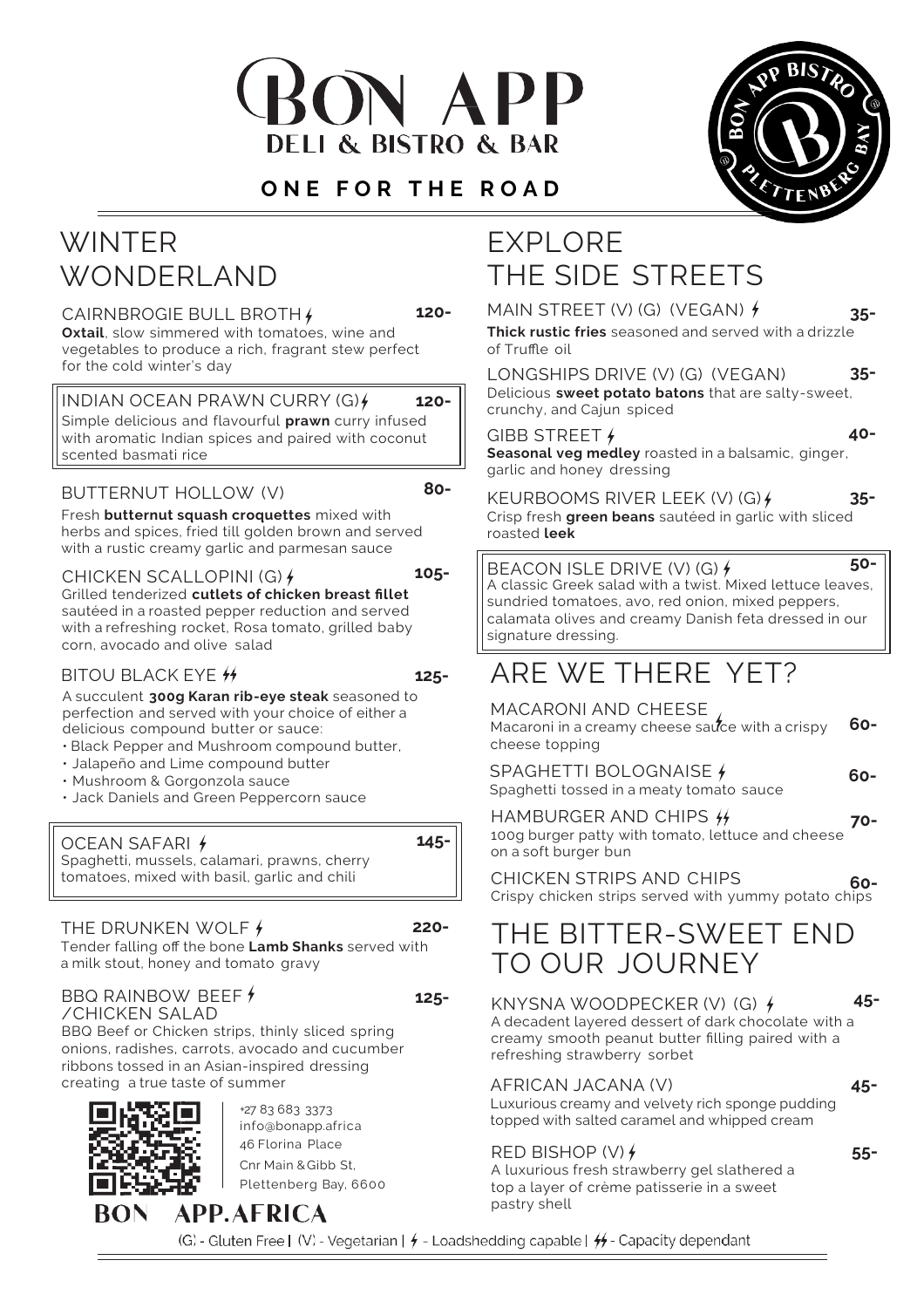# BON APP

DELI & BISTRO & BAR

**ONE FOR THE ROAD**

## WINTER WONDERLAND

### CAIRNBROGIE BULL BROTH ϟ — 120-

**Oxtail**, slow simmered with tomatoes, wine and vegetables to produce a rich, fragrant stew perfect for the cold winter's day

### INDIAN OCEAN PRAWN CURRY (G) ϟ — 120-

Simple delicious and flavourful **prawn** curry infused with aromatic Indian spices and paired with coconut scented basmati rice

### BUTTERNUT HOLLOW (V) — 80-

Fresh **butternut squash croquettes** mixed with herbs and spices, fried till golden brown and served with a rustic creamy garlic and parmesan sauce

### CHICKEN SCALLOPINI (G) ϟ — 105-

Grilled tenderized **cutlets of chicken breast fillet** sautéed in a roasted pepper reduction and served with a refreshing rocket, Rosa tomato, grilled baby corn, avocado and olive salad

### BITOU BLACK EYE ϟϟ — 125-

A succulent **300g Karan rib-eye steak** seasoned to perfection and served with your choice of either a delicious compound butter or sauce:

- Black Pepper and Mushroom compound butter,
- Jalapeño and Lime compound butter
- Mushroom & Gorgonzola sauce
- Jack Daniels and Green Peppercorn sauce

### OCEAN SAFARI ϟ — 145-

Spaghetti, mussels, calamari, prawns, cherry tomatoes, mixed with basil, garlic and chili

### THE DRUNKEN WOLF ϟ — 220-

Tender falling off the bone **Lamb Shanks** served with a milk stout, honey and tomato gravy

### BBQ RAINBOW BEEF ϟ /CHICKEN SALAD — 125-

BBQ Beef or Chicken strips, thinly sliced spring onions, radishes, carrots, avocado and cucumber ribbons tossed in an Asian-inspired dressing creating a true taste of summer

+27 83 683 3373
info@bonapp.africa
46 Florina Place
Cnr Main & Gibb St,
Plettenberg Bay, 6600

BON APP.AFRICA

## EXPLORE THE SIDE STREETS

### MAIN STREET (V) (G) (VEGAN) ϟ — 35-

**Thick rustic fries** seasoned and served with a drizzle of Truffle oil

### LONGSHIPS DRIVE (V) (G) (VEGAN) — 35-

Delicious **sweet potato batons** that are salty-sweet, crunchy, and Cajun spiced

### GIBB STREET ϟ — 40-

**Seasonal veg medley** roasted in a balsamic, ginger, garlic and honey dressing

### KEURBOOMS RIVER LEEK (V) (G) ϟ — 35-

Crisp fresh **green beans** sautéed in garlic with sliced roasted **leek**

### BEACON ISLE DRIVE (V) (G) ϟ — 50-

A classic Greek salad with a twist. Mixed lettuce leaves, sundried tomatoes, avo, red onion, mixed peppers, calamata olives and creamy Danish feta dressed in our signature dressing.

## ARE WE THERE YET?

### MACARONI AND CHEESE ϟ — 60-

Macaroni in a creamy cheese sauce with a crispy cheese topping

### SPAGHETTI BOLOGNAISE ϟ — 60-

Spaghetti tossed in a meaty tomato sauce

### HAMBURGER AND CHIPS ϟϟ — 70-

100g burger patty with tomato, lettuce and cheese on a soft burger bun

### CHICKEN STRIPS AND CHIPS — 60-

Crispy chicken strips served with yummy potato chips

## THE BITTER-SWEET END TO OUR JOURNEY

### KNYSNA WOODPECKER (V) (G) ϟ — 45-

A decadent layered dessert of dark chocolate with a creamy smooth peanut butter filling paired with a refreshing strawberry sorbet

### AFRICAN JACANA (V) — 45-

Luxurious creamy and velvety rich sponge pudding topped with salted caramel and whipped cream

### RED BISHOP (V) ϟ — 55-

A luxurious fresh strawberry gel slathered a top a layer of crème patisserie in a sweet pastry shell

(G) - Gluten Free | (V) - Vegetarian | ϟ - Loadshedding capable | ϟϟ - Capacity dependant